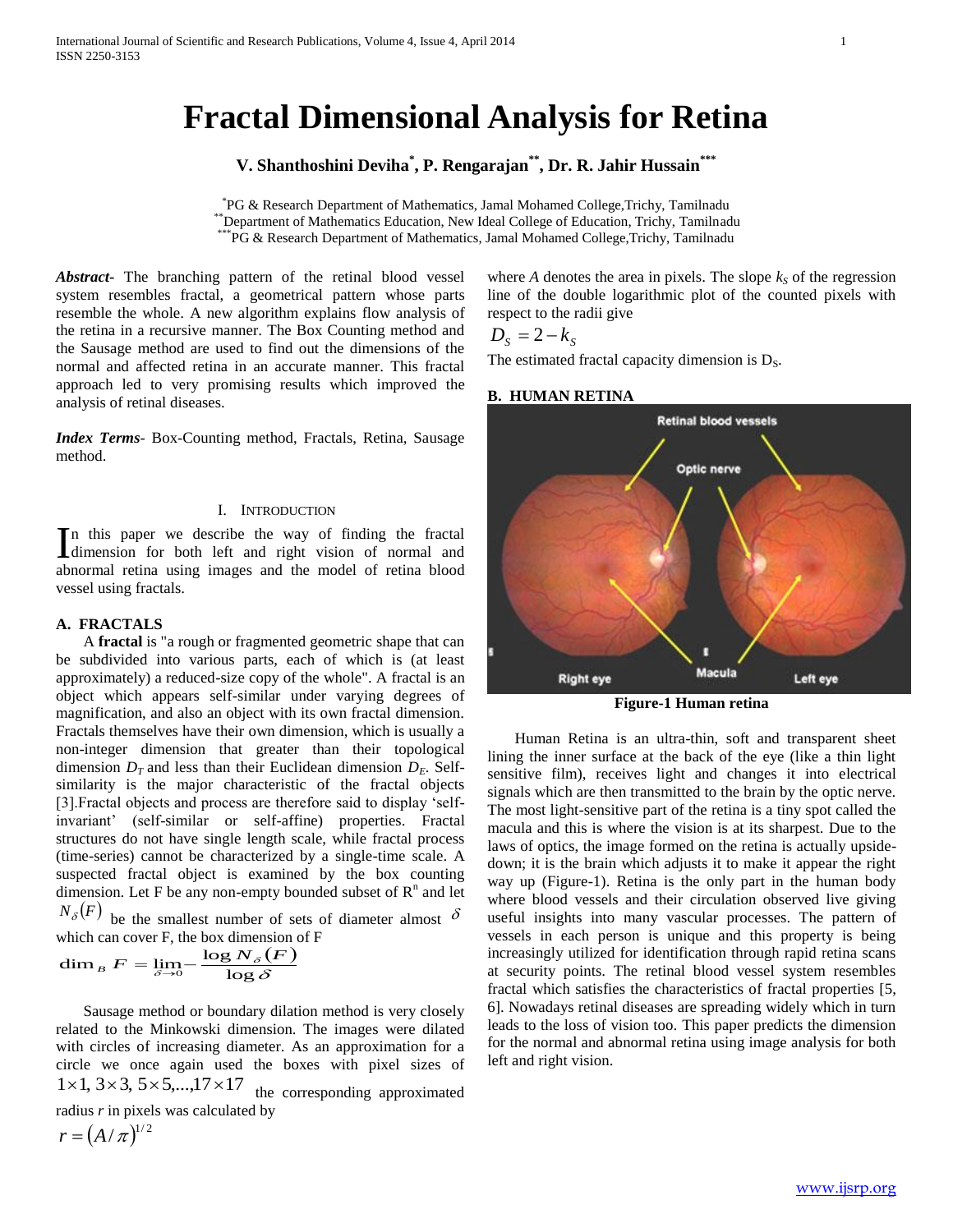# Fractal Dimensional Analysis for Retina

**V. Shanthoshini Deviha[*], P. Rengarajan[**], Dr. R. Jahir Hussain[***]**

[*]PG & Research Department of Mathematics, Jamal Mohamed College,Trichy, Tamilnadu
[**]Department of Mathematics Education, New Ideal College of Education, Trichy, Tamilnadu
[***]PG & Research Department of Mathematics, Jamal Mohamed College,Trichy, Tamilnadu

***Abstract-*** The branching pattern of the retinal blood vessel system resembles fractal, a geometrical pattern whose parts resemble the whole. A new algorithm explains flow analysis of the retina in a recursive manner. The Box Counting method and the Sausage method are used to find out the dimensions of the normal and affected retina in an accurate manner. This fractal approach led to very promising results which improved the analysis of retinal diseases.

***Index Terms*-** Box-Counting method, Fractals, Retina, Sausage method.

## I. Introduction

In this paper we describe the way of finding the fractal dimension for both left and right vision of normal and abnormal retina using images and the model of retina blood vessel using fractals.

### A. FRACTALS

A **fractal** is "a rough or fragmented geometric shape that can be subdivided into various parts, each of which is (at least approximately) a reduced-size copy of the whole". A fractal is an object which appears self-similar under varying degrees of magnification, and also an object with its own fractal dimension. Fractals themselves have their own dimension, which is usually a non-integer dimension that greater than their topological dimension $D_T$ and less than their Euclidean dimension $D_E$. Self-similarity is the major characteristic of the fractal objects [3].Fractal objects and process are therefore said to display 'self-invariant' (self-similar or self-affine) properties. Fractal structures do not have single length scale, while fractal process (time-series) cannot be characterized by a single-time scale. A suspected fractal object is examined by the box counting dimension. Let F be any non-empty bounded subset of $R^n$ and let $N_\delta(F)$ be the smallest number of sets of diameter almost $\delta$ which can cover F, the box dimension of F

$$\dim_B F = \lim_{\delta \to 0} -\frac{\log N_\delta(F)}{\log \delta}$$

Sausage method or boundary dilation method is very closely related to the Minkowski dimension. The images were dilated with circles of increasing diameter. As an approximation for a circle we once again used the boxes with pixel sizes of $1\times1,\ 3\times3,\ 5\times5,...,17\times17$ the corresponding approximated radius $r$ in pixels was calculated by

$$r = (A/\pi)^{1/2}$$

where $A$ denotes the area in pixels. The slope $k_S$ of the regression line of the double logarithmic plot of the counted pixels with respect to the radii give

$$D_S = 2 - k_S$$

The estimated fractal capacity dimension is $D_S$.

### B. HUMAN RETINA

**Figure-1 Human retina**

Human Retina is an ultra-thin, soft and transparent sheet lining the inner surface at the back of the eye (like a thin light sensitive film), receives light and changes it into electrical signals which are then transmitted to the brain by the optic nerve. The most light-sensitive part of the retina is a tiny spot called the macula and this is where the vision is at its sharpest. Due to the laws of optics, the image formed on the retina is actually upside-down; it is the brain which adjusts it to make it appear the right way up (Figure-1). Retina is the only part in the human body where blood vessels and their circulation observed live giving useful insights into many vascular processes. The pattern of vessels in each person is unique and this property is being increasingly utilized for identification through rapid retina scans at security points. The retinal blood vessel system resembles fractal which satisfies the characteristics of fractal properties [5, 6]. Nowadays retinal diseases are spreading widely which in turn leads to the loss of vision too. This paper predicts the dimension for the normal and abnormal retina using image analysis for both left and right vision.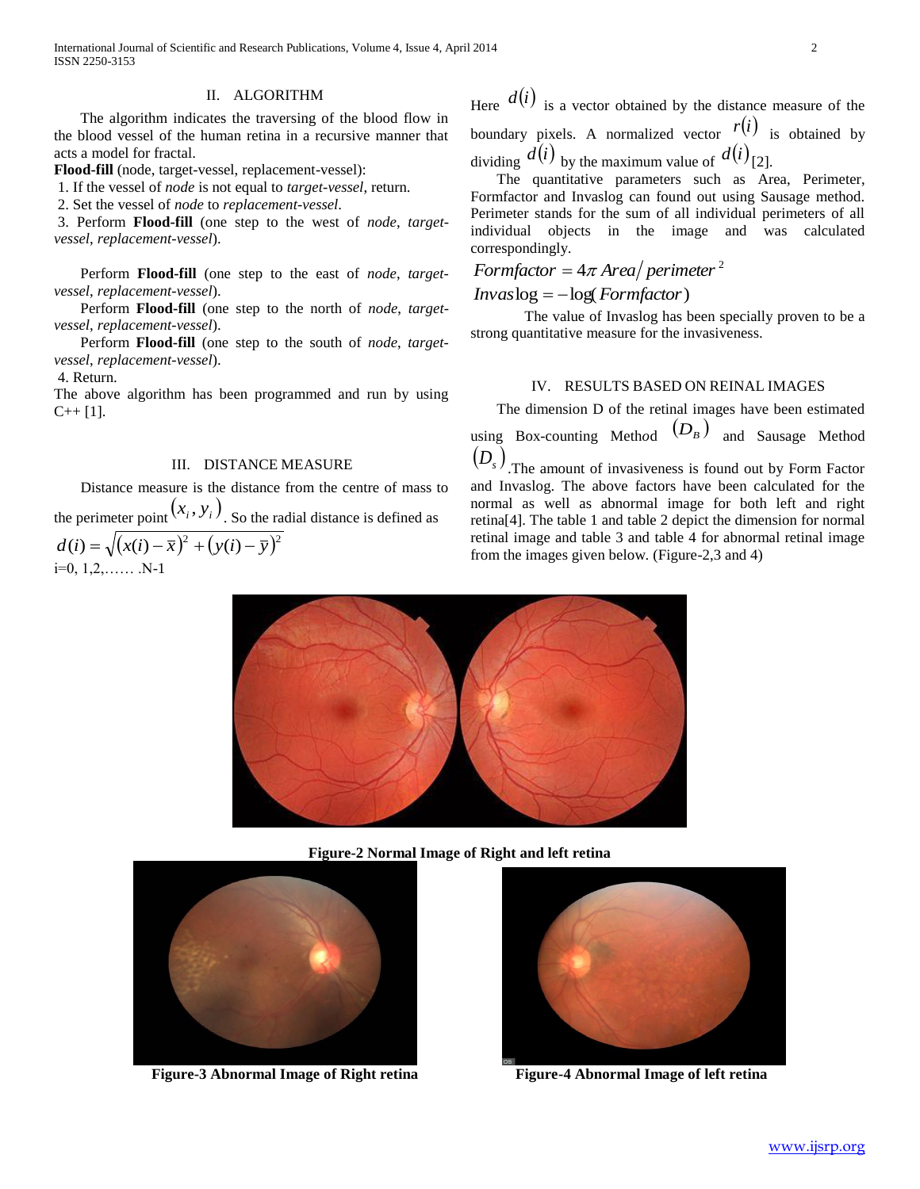## II. ALGORITHM

The algorithm indicates the traversing of the blood flow in the blood vessel of the human retina in a recursive manner that acts a model for fractal.

**Flood-fill** (node, target-vessel, replacement-vessel):

1. If the vessel of *node* is not equal to *target-vessel*, return.
2. Set the vessel of *node* to *replacement-vessel*.
3. Perform **Flood-fill** (one step to the west of *node*, *target-vessel*, *replacement-vessel*).

   Perform **Flood-fill** (one step to the east of *node*, *target-vessel*, *replacement-vessel*).

   Perform **Flood-fill** (one step to the north of *node*, *target-vessel*, *replacement-vessel*).

   Perform **Flood-fill** (one step to the south of *node*, *target-vessel*, *replacement-vessel*).
4. Return.

The above algorithm has been programmed and run by using C++ [1].

## III. DISTANCE MEASURE

Distance measure is the distance from the centre of mass to the perimeter point $(x_i, y_i)$. So the radial distance is defined as

$$d(i) = \sqrt{(x(i) - \bar{x})^2 + (y(i) - \bar{y})^2}$$

i=0, 1,2,…… .N-1

Here $d(i)$ is a vector obtained by the distance measure of the boundary pixels. A normalized vector $r(i)$ is obtained by dividing $d(i)$ by the maximum value of $d(i)$ [2].

The quantitative parameters such as Area, Perimeter, Formfactor and Invaslog can found out using Sausage method. Perimeter stands for the sum of all individual perimeters of all individual objects in the image and was calculated correspondingly.

$$Formfactor = 4\pi\, Area / perimeter^2$$

$$Invas\log = -\log(Formfactor)$$

The value of Invaslog has been specially proven to be a strong quantitative measure for the invasiveness.

## IV. RESULTS BASED ON REINAL IMAGES

The dimension D of the retinal images have been estimated using Box-counting Method $(D_B)$ and Sausage Method $(D_s)$. The amount of invasiveness is found out by Form Factor and Invaslog. The above factors have been calculated for the normal as well as abnormal image for both left and right retina[4]. The table 1 and table 2 depict the dimension for normal retinal image and table 3 and table 4 for abnormal retinal image from the images given below. (Figure-2,3 and 4)

**Figure-2 Normal Image of Right and left retina**

**Figure-3 Abnormal Image of Right retina**

**Figure-4 Abnormal Image of left retina**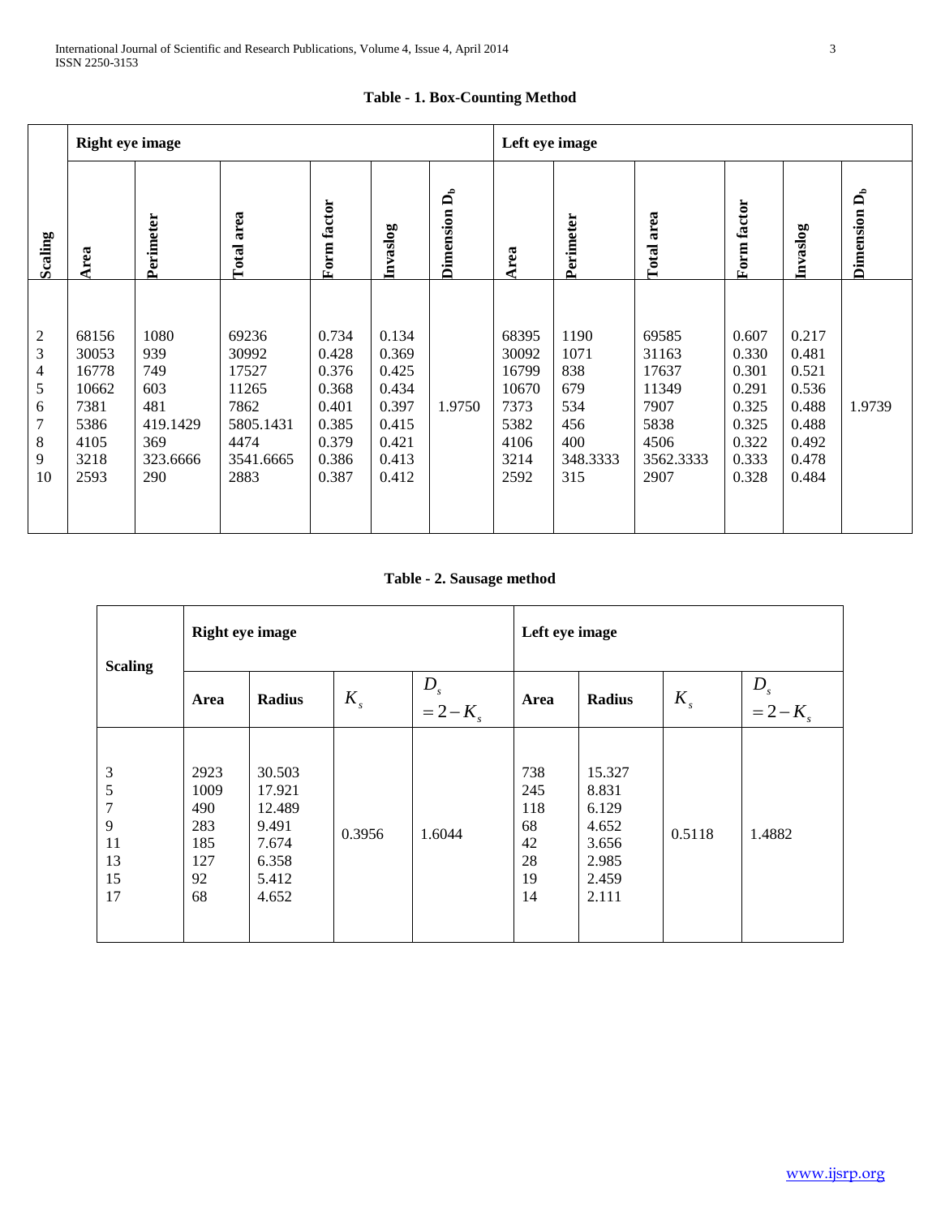**Table - 1. Box-Counting Method**

| Scaling | Right eye image | | | | | | Left eye image | | | | | |
|---|---|---|---|---|---|---|---|---|---|---|---|---|
| | Area | Perimeter | Total area | Form factor | Invaslog | Dimension $D_b$ | Area | Perimeter | Total area | Form factor | Invaslog | Dimension $D_b$ |
| 2 | 68156 | 1080 | 69236 | 0.734 | 0.134 | 1.9750 | 68395 | 1190 | 69585 | 0.607 | 0.217 | 1.9739 |
| 3 | 30053 | 939 | 30992 | 0.428 | 0.369 | | 30092 | 1071 | 31163 | 0.330 | 0.481 | |
| 4 | 16778 | 749 | 17527 | 0.376 | 0.425 | | 16799 | 838 | 17637 | 0.301 | 0.521 | |
| 5 | 10662 | 603 | 11265 | 0.368 | 0.434 | | 10670 | 679 | 11349 | 0.291 | 0.536 | |
| 6 | 7381 | 481 | 7862 | 0.401 | 0.397 | | 7373 | 534 | 7907 | 0.325 | 0.488 | |
| 7 | 5386 | 419.1429 | 5805.1431 | 0.385 | 0.415 | | 5382 | 456 | 5838 | 0.325 | 0.488 | |
| 8 | 4105 | 369 | 4474 | 0.379 | 0.421 | | 4106 | 400 | 4506 | 0.322 | 0.492 | |
| 9 | 3218 | 323.6666 | 3541.6665 | 0.386 | 0.413 | | 3214 | 348.3333 | 3562.3333 | 0.333 | 0.478 | |
| 10 | 2593 | 290 | 2883 | 0.387 | 0.412 | | 2592 | 315 | 2907 | 0.328 | 0.484 | |

**Table - 2. Sausage method**

| Scaling | Right eye image | | | | Left eye image | | | |
|---|---|---|---|---|---|---|---|---|
| | Area | Radius | $K_s$ | $D_s = 2 - K_s$ | Area | Radius | $K_s$ | $D_s = 2 - K_s$ |
| 3 | 2923 | 30.503 | 0.3956 | 1.6044 | 738 | 15.327 | 0.5118 | 1.4882 |
| 5 | 1009 | 17.921 | | | 245 | 8.831 | | |
| 7 | 490 | 12.489 | | | 118 | 6.129 | | |
| 9 | 283 | 9.491 | | | 68 | 4.652 | | |
| 11 | 185 | 7.674 | | | 42 | 3.656 | | |
| 13 | 127 | 6.358 | | | 28 | 2.985 | | |
| 15 | 92 | 5.412 | | | 19 | 2.459 | | |
| 17 | 68 | 4.652 | | | 14 | 2.111 | | |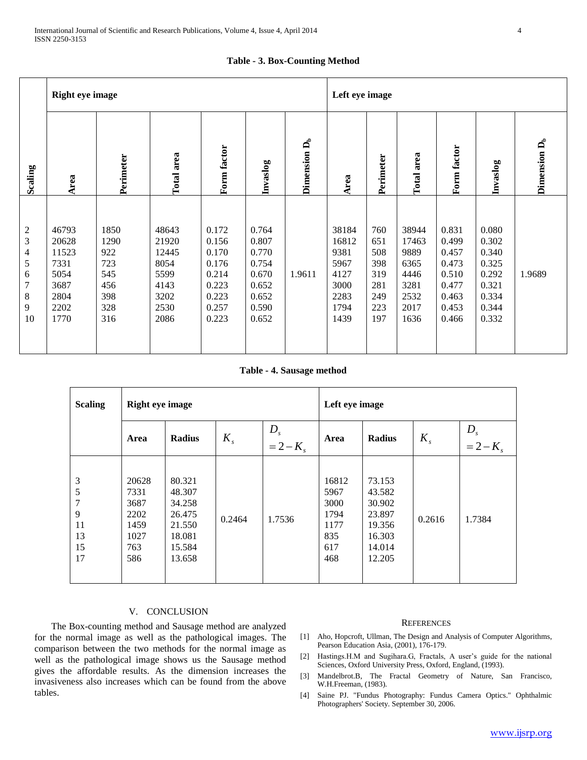**Table - 3. Box-Counting Method**

| Scaling | Right eye image | | | | | | Left eye image | | | | | |
|---|---|---|---|---|---|---|---|---|---|---|---|---|
| | Area | Perimeter | Total area | Form factor | Invaslog | Dimension $D_b$ | Area | Perimeter | Total area | Form factor | Invaslog | Dimension $D_b$ |
| 2 | 46793 | 1850 | 48643 | 0.172 | 0.764 | 1.9611 | 38184 | 760 | 38944 | 0.831 | 0.080 | 1.9689 |
| 3 | 20628 | 1290 | 21920 | 0.156 | 0.807 | | 16812 | 651 | 17463 | 0.499 | 0.302 | |
| 4 | 11523 | 922 | 12445 | 0.170 | 0.770 | | 9381 | 508 | 9889 | 0.457 | 0.340 | |
| 5 | 7331 | 723 | 8054 | 0.176 | 0.754 | | 5967 | 398 | 6365 | 0.473 | 0.325 | |
| 6 | 5054 | 545 | 5599 | 0.214 | 0.670 | | 4127 | 319 | 4446 | 0.510 | 0.292 | |
| 7 | 3687 | 456 | 4143 | 0.223 | 0.652 | | 3000 | 281 | 3281 | 0.477 | 0.321 | |
| 8 | 2804 | 398 | 3202 | 0.223 | 0.652 | | 2283 | 249 | 2532 | 0.463 | 0.334 | |
| 9 | 2202 | 328 | 2530 | 0.257 | 0.590 | | 1794 | 223 | 2017 | 0.453 | 0.344 | |
| 10 | 1770 | 316 | 2086 | 0.223 | 0.652 | | 1439 | 197 | 1636 | 0.466 | 0.332 | |

**Table - 4. Sausage method**

| Scaling | Right eye image | | | | Left eye image | | | |
|---|---|---|---|---|---|---|---|---|
| | Area | Radius | $K_s$ | $D_s = 2 - K_s$ | Area | Radius | $K_s$ | $D_s = 2 - K_s$ |
| 3 | 20628 | 80.321 | 0.2464 | 1.7536 | 16812 | 73.153 | 0.2616 | 1.7384 |
| 5 | 7331 | 48.307 | | | 5967 | 43.582 | | |
| 7 | 3687 | 34.258 | | | 3000 | 30.902 | | |
| 9 | 2202 | 26.475 | | | 1794 | 23.897 | | |
| 11 | 1459 | 21.550 | | | 1177 | 19.356 | | |
| 13 | 1027 | 18.081 | | | 835 | 16.303 | | |
| 15 | 763 | 15.584 | | | 617 | 14.014 | | |
| 17 | 586 | 13.658 | | | 468 | 12.205 | | |

## V. CONCLUSION

The Box-counting method and Sausage method are analyzed for the normal image as well as the pathological images. The comparison between the two methods for the normal image as well as the pathological image shows us the Sausage method gives the affordable results. As the dimension increases the invasiveness also increases which can be found from the above tables.

## REFERENCES

[1] Aho, Hopcroft, Ullman, The Design and Analysis of Computer Algorithms, Pearson Education Asia, (2001), 176-179.

[2] Hastings.H.M and Sugihara.G, Fractals, A user's guide for the national Sciences, Oxford University Press, Oxford, England, (1993).

[3] Mandelbrot.B, The Fractal Geometry of Nature, San Francisco, W.H.Freeman, (1983).

[4] Saine PJ. "Fundus Photography: Fundus Camera Optics." Ophthalmic Photographers' Society. September 30, 2006.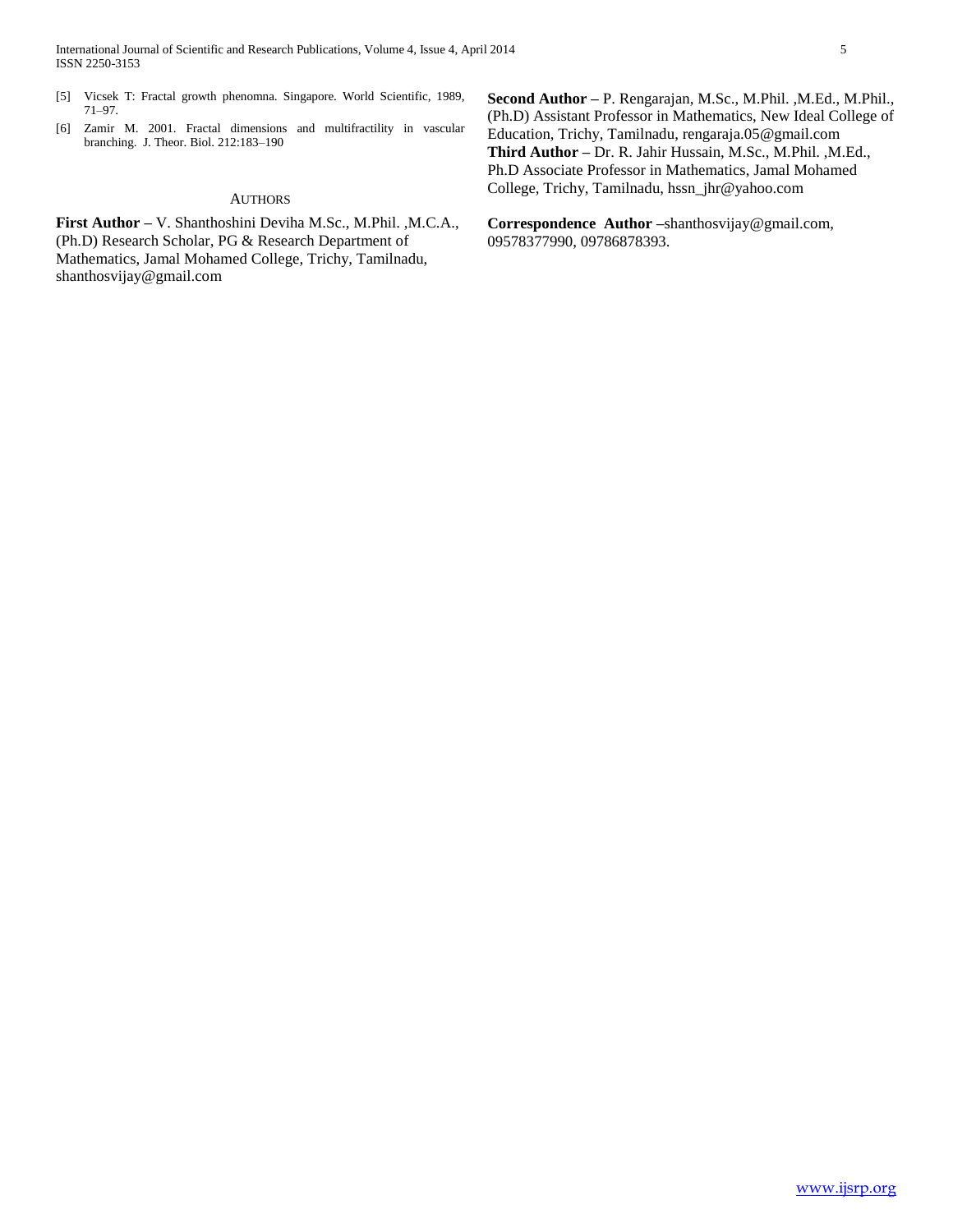[5] Vicsek T: Fractal growth phenomna. Singapore. World Scientific, 1989, 71–97.

[6] Zamir M. 2001. Fractal dimensions and multifractility in vascular branching. J. Theor. Biol. 212:183–190

## AUTHORS

**First Author** – V. Shanthoshini Deviha M.Sc., M.Phil. ,M.C.A., (Ph.D) Research Scholar, PG & Research Department of Mathematics, Jamal Mohamed College, Trichy, Tamilnadu, shanthosvijay@gmail.com

**Second Author** – P. Rengarajan, M.Sc., M.Phil. ,M.Ed., M.Phil., (Ph.D) Assistant Professor in Mathematics, New Ideal College of Education, Trichy, Tamilnadu, rengaraja.05@gmail.com

**Third Author** – Dr. R. Jahir Hussain, M.Sc., M.Phil. ,M.Ed., Ph.D Associate Professor in Mathematics, Jamal Mohamed College, Trichy, Tamilnadu, hssn_jhr@yahoo.com

**Correspondence Author** –shanthosvijay@gmail.com, 09578377990, 09786878393.